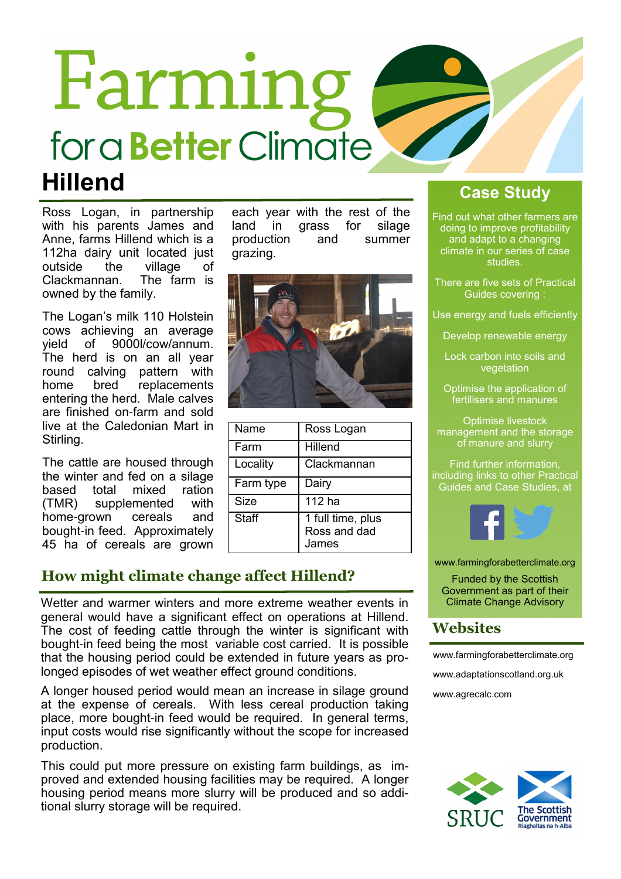# Farming for a Better Climate

# Hillend

Ross Logan, in partnership with his parents James and Anne, farms Hillend which is a 112ha dairy unit located just outside the village of Clackmannan. The farm is owned by the family.

The Logan's milk 110 Holstein cows achieving an average yield of 9000l/cow/annum. The herd is on an all year round calving pattern with home bred replacements entering the herd. Male calves are finished on-farm and sold live at the Caledonian Mart in Stirling.

The cattle are housed through the winter and fed on a silage based total mixed ration (TMR) supplemented with home-grown cereals and bought-in feed. Approximately 45 ha of cereals are grown each year with the rest of the land in grass for silage production and summer grazing.

| Name | Ross Logan |
|---|---|
| Farm | Hillend |
| Locality | Clackmannan |
| Farm type | Dairy |
| Size | 112 ha |
| Staff | 1 full time, plus Ross and dad James |

## How might climate change affect Hillend?

Wetter and warmer winters and more extreme weather events in general would have a significant effect on operations at Hillend. The cost of feeding cattle through the winter is significant with bought-in feed being the most variable cost carried. It is possible that the housing period could be extended in future years as prolonged episodes of wet weather effect ground conditions.

A longer housed period would mean an increase in silage ground at the expense of cereals. With less cereal production taking place, more bought-in feed would be required. In general terms, input costs would rise significantly without the scope for increased production.

This could put more pressure on existing farm buildings, as improved and extended housing facilities may be required. A longer housing period means more slurry will be produced and so additional slurry storage will be required.

## Case Study

Find out what other farmers are doing to improve profitability and adapt to a changing climate in our series of case studies.

There are five sets of Practical Guides covering :

- Use energy and fuels efficiently
- Develop renewable energy
- Lock carbon into soils and vegetation
- Optimise the application of fertilisers and manures
- Optimise livestock management and the storage of manure and slurry

Find further information, including links to other Practical Guides and Case Studies, at

www.farmingforabetterclimate.org

Funded by the Scottish Government as part of their Climate Change Advisory

## Websites

www.farmingforabetterclimate.org

www.adaptationscotland.org.uk

www.agrecalc.com

SRUC

The Scottish Government
Riaghaltas na h-Alba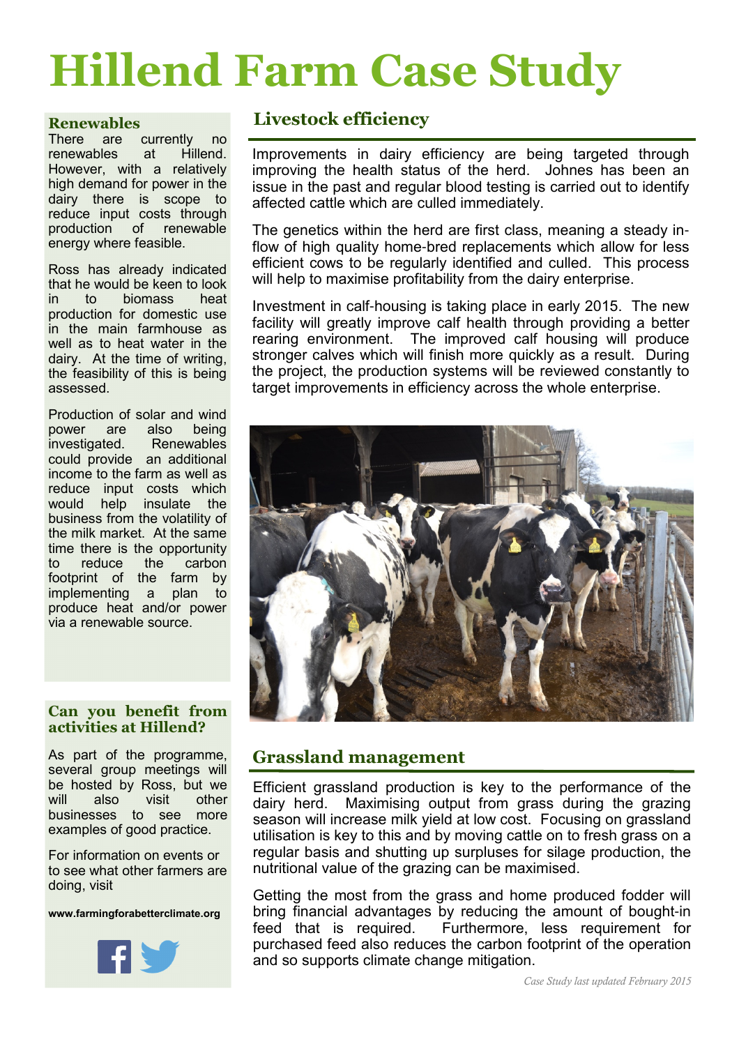# Hillend Farm Case Study

## Renewables

There are currently no renewables at Hillend. However, with a relatively high demand for power in the dairy there is scope to reduce input costs through production of renewable energy where feasible.

Ross has already indicated that he would be keen to look in to biomass heat production for domestic use in the main farmhouse as well as to heat water in the dairy. At the time of writing, the feasibility of this is being assessed.

Production of solar and wind power are also being investigated. Renewables could provide an additional income to the farm as well as reduce input costs which would help insulate the business from the volatility of the milk market. At the same time there is the opportunity to reduce the carbon footprint of the farm by implementing a plan to produce heat and/or power via a renewable source.

## Can you benefit from activities at Hillend?

As part of the programme, several group meetings will be hosted by Ross, but we will also visit other businesses to see more examples of good practice.

For information on events or to see what other farmers are doing, visit

**www.farmingforabetterclimate.org**

## Livestock efficiency

Improvements in dairy efficiency are being targeted through improving the health status of the herd. Johnes has been an issue in the past and regular blood testing is carried out to identify affected cattle which are culled immediately.

The genetics within the herd are first class, meaning a steady in-flow of high quality home-bred replacements which allow for less efficient cows to be regularly identified and culled. This process will help to maximise profitability from the dairy enterprise.

Investment in calf-housing is taking place in early 2015. The new facility will greatly improve calf health through providing a better rearing environment. The improved calf housing will produce stronger calves which will finish more quickly as a result. During the project, the production systems will be reviewed constantly to target improvements in efficiency across the whole enterprise.

## Grassland management

Efficient grassland production is key to the performance of the dairy herd. Maximising output from grass during the grazing season will increase milk yield at low cost. Focusing on grassland utilisation is key to this and by moving cattle on to fresh grass on a regular basis and shutting up surpluses for silage production, the nutritional value of the grazing can be maximised.

Getting the most from the grass and home produced fodder will bring financial advantages by reducing the amount of bought-in feed that is required. Furthermore, less requirement for purchased feed also reduces the carbon footprint of the operation and so supports climate change mitigation.

*Case Study last updated February 2015*